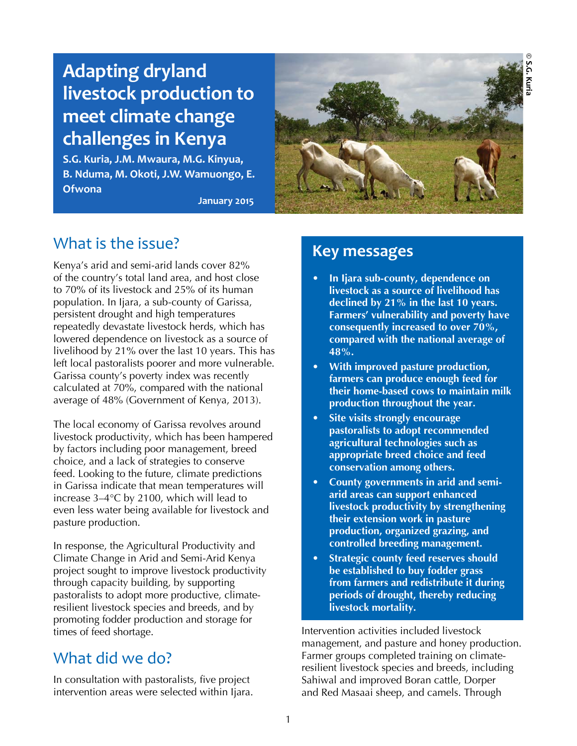# Adapting dryland livestock production to meet climate change challenges in Kenya

**S.G. Kuria, J.M. Mwaura, M.G. Kinyua, B. Nduma, M. Okoti, J.W. Wamuongo, E. Ofwona**

**January 2015**

© S.G. Kuria

## What is the issue?

Kenya's arid and semi-arid lands cover 82% of the country's total land area, and host close to 70% of its livestock and 25% of its human population. In Ijara, a sub-county of Garissa, persistent drought and high temperatures repeatedly devastate livestock herds, which has lowered dependence on livestock as a source of livelihood by 21% over the last 10 years. This has left local pastoralists poorer and more vulnerable. Garissa county's poverty index was recently calculated at 70%, compared with the national average of 48% (Government of Kenya, 2013).

The local economy of Garissa revolves around livestock productivity, which has been hampered by factors including poor management, breed choice, and a lack of strategies to conserve feed. Looking to the future, climate predictions in Garissa indicate that mean temperatures will increase 3–4°C by 2100, which will lead to even less water being available for livestock and pasture production.

In response, the Agricultural Productivity and Climate Change in Arid and Semi-Arid Kenya project sought to improve livestock productivity through capacity building, by supporting pastoralists to adopt more productive, climate-resilient livestock species and breeds, and by promoting fodder production and storage for times of feed shortage.

## Key messages

- **In Ijara sub-county, dependence on livestock as a source of livelihood has declined by 21% in the last 10 years. Farmers' vulnerability and poverty have consequently increased to over 70%, compared with the national average of 48%.**
- **With improved pasture production, farmers can produce enough feed for their home-based cows to maintain milk production throughout the year.**
- **Site visits strongly encourage pastoralists to adopt recommended agricultural technologies such as appropriate breed choice and feed conservation among others.**
- **County governments in arid and semi-arid areas can support enhanced livestock productivity by strengthening their extension work in pasture production, organized grazing, and controlled breeding management.**
- **Strategic county feed reserves should be established to buy fodder grass from farmers and redistribute it during periods of drought, thereby reducing livestock mortality.**

## What did we do?

In consultation with pastoralists, five project intervention areas were selected within Ijara. Intervention activities included livestock management, and pasture and honey production. Farmer groups completed training on climate-resilient livestock species and breeds, including Sahiwal and improved Boran cattle, Dorper and Red Masaai sheep, and camels. Through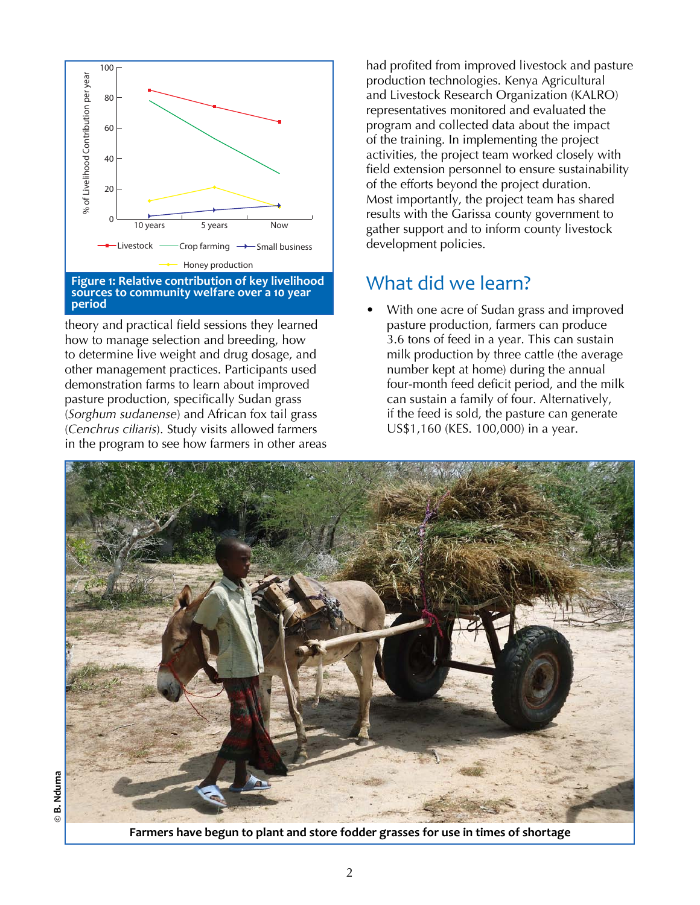Figure 1: Relative contribution of key livelihood sources to community welfare over a 10 year period

theory and practical field sessions they learned how to manage selection and breeding, how to determine live weight and drug dosage, and other management practices. Participants used demonstration farms to learn about improved pasture production, specifically Sudan grass (*Sorghum sudanense*) and African fox tail grass (*Cenchrus ciliaris*). Study visits allowed farmers in the program to see how farmers in other areas had profited from improved livestock and pasture production technologies. Kenya Agricultural and Livestock Research Organization (KALRO) representatives monitored and evaluated the program and collected data about the impact of the training. In implementing the project activities, the project team worked closely with field extension personnel to ensure sustainability of the efforts beyond the project duration. Most importantly, the project team has shared results with the Garissa county government to gather support and to inform county livestock development policies.

## What did we learn?

- With one acre of Sudan grass and improved pasture production, farmers can produce 3.6 tons of feed in a year. This can sustain milk production by three cattle (the average number kept at home) during the annual four-month feed deficit period, and the milk can sustain a family of four. Alternatively, if the feed is sold, the pasture can generate US$1,160 (KES. 100,000) in a year.

Farmers have begun to plant and store fodder grasses for use in times of shortage

© B. Nduma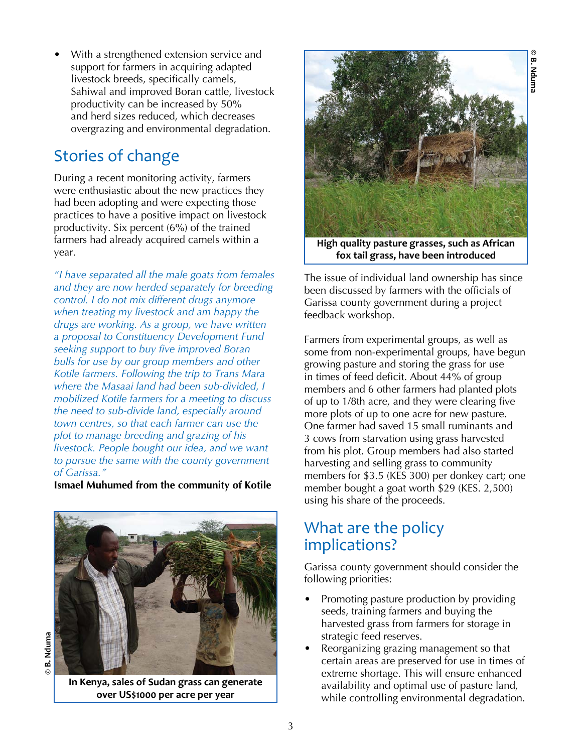- With a strengthened extension service and support for farmers in acquiring adapted livestock breeds, specifically camels, Sahiwal and improved Boran cattle, livestock productivity can be increased by 50% and herd sizes reduced, which decreases overgrazing and environmental degradation.

## Stories of change

During a recent monitoring activity, farmers were enthusiastic about the new practices they had been adopting and were expecting those practices to have a positive impact on livestock productivity. Six percent (6%) of the trained farmers had already acquired camels within a year.

*"I have separated all the male goats from females and they are now herded separately for breeding control. I do not mix different drugs anymore when treating my livestock and am happy the drugs are working. As a group, we have written a proposal to Constituency Development Fund seeking support to buy five improved Boran bulls for use by our group members and other Kotile farmers. Following the trip to Trans Mara where the Masaai land had been sub-divided, I mobilized Kotile farmers for a meeting to discuss the need to sub-divide land, especially around town centres, so that each farmer can use the plot to manage breeding and grazing of his livestock. People bought our idea, and we want to pursue the same with the county government of Garissa."*

**Ismael Muhumed from the community of Kotile**

© B. Nduma

**In Kenya, sales of Sudan grass can generate over US$1000 per acre per year**

© B. Nduma

**High quality pasture grasses, such as African fox tail grass, have been introduced**

The issue of individual land ownership has since been discussed by farmers with the officials of Garissa county government during a project feedback workshop.

Farmers from experimental groups, as well as some from non-experimental groups, have begun growing pasture and storing the grass for use in times of feed deficit. About 44% of group members and 6 other farmers had planted plots of up to 1/8th acre, and they were clearing five more plots of up to one acre for new pasture. One farmer had saved 15 small ruminants and 3 cows from starvation using grass harvested from his plot. Group members had also started harvesting and selling grass to community members for $3.5 (KES 300) per donkey cart; one member bought a goat worth $29 (KES. 2,500) using his share of the proceeds.

## What are the policy implications?

Garissa county government should consider the following priorities:

- Promoting pasture production by providing seeds, training farmers and buying the harvested grass from farmers for storage in strategic feed reserves.
- Reorganizing grazing management so that certain areas are preserved for use in times of extreme shortage. This will ensure enhanced availability and optimal use of pasture land, while controlling environmental degradation.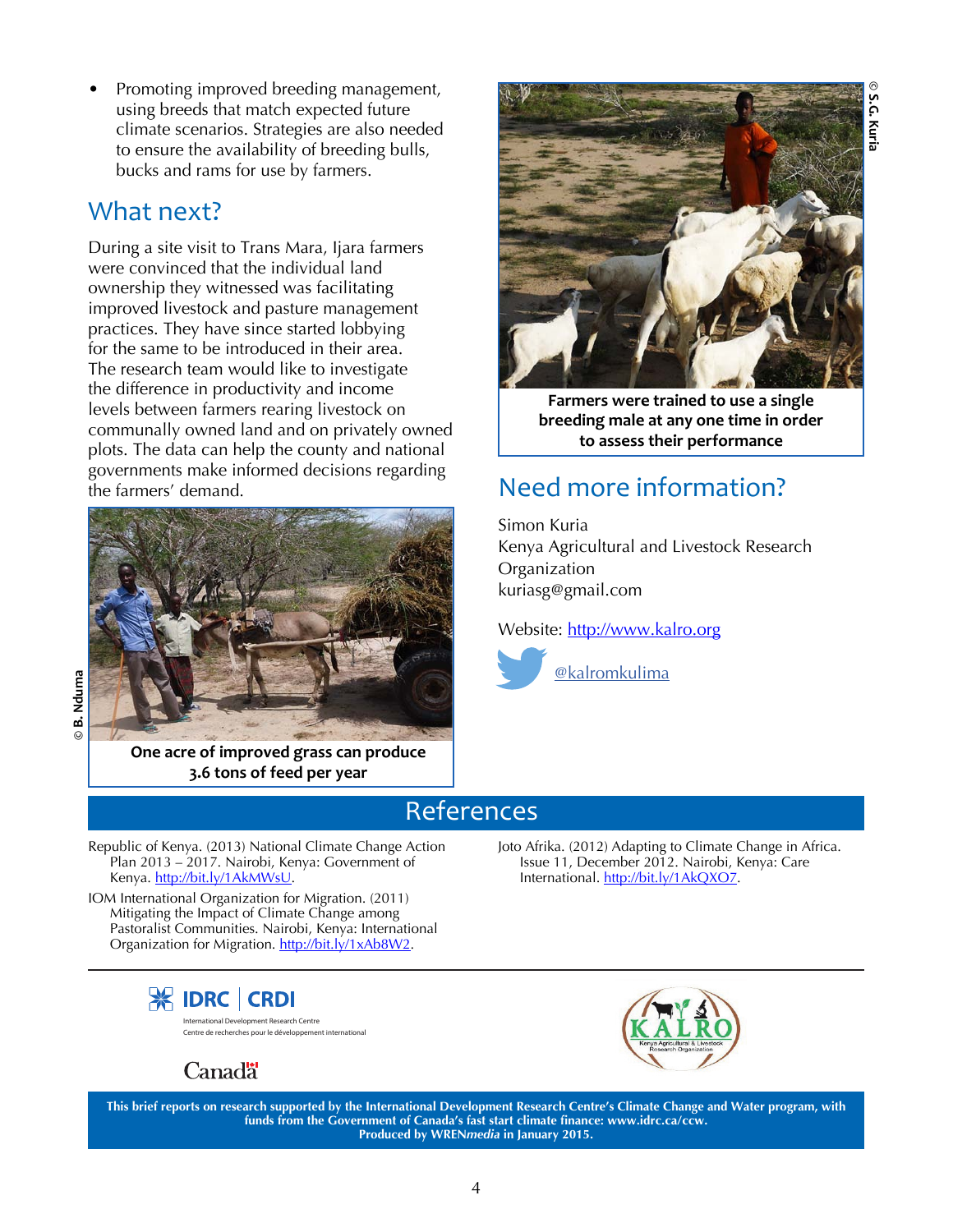- Promoting improved breeding management, using breeds that match expected future climate scenarios. Strategies are also needed to ensure the availability of breeding bulls, bucks and rams for use by farmers.

## What next?

During a site visit to Trans Mara, Ijara farmers were convinced that the individual land ownership they witnessed was facilitating improved livestock and pasture management practices. They have since started lobbying for the same to be introduced in their area. The research team would like to investigate the difference in productivity and income levels between farmers rearing livestock on communally owned land and on privately owned plots. The data can help the county and national governments make informed decisions regarding the farmers' demand.

© B. Nduma

**One acre of improved grass can produce 3.6 tons of feed per year**

© S.G. Kuria

**Farmers were trained to use a single breeding male at any one time in order to assess their performance**

## Need more information?

Simon Kuria
Kenya Agricultural and Livestock Research Organization
kuriasg@gmail.com

Website: http://www.kalro.org

@kalromkulima

## References

Republic of Kenya. (2013) National Climate Change Action Plan 2013 – 2017. Nairobi, Kenya: Government of Kenya. http://bit.ly/1AkMWsU.

IOM International Organization for Migration. (2011) Mitigating the Impact of Climate Change among Pastoralist Communities. Nairobi, Kenya: International Organization for Migration. http://bit.ly/1xAb8W2.

Joto Afrika. (2012) Adapting to Climate Change in Africa. Issue 11, December 2012. Nairobi, Kenya: Care International. http://bit.ly/1AkQXO7.

IDRC | CRDI
International Development Research Centre
Centre de recherches pour le développement international

Canada

KALRO
Kenya Agricultural & Livestock Research Organization

**This brief reports on research supported by the International Development Research Centre's Climate Change and Water program, with funds from the Government of Canada's fast start climate finance: www.idrc.ca/ccw. Produced by WREN*media* in January 2015.**